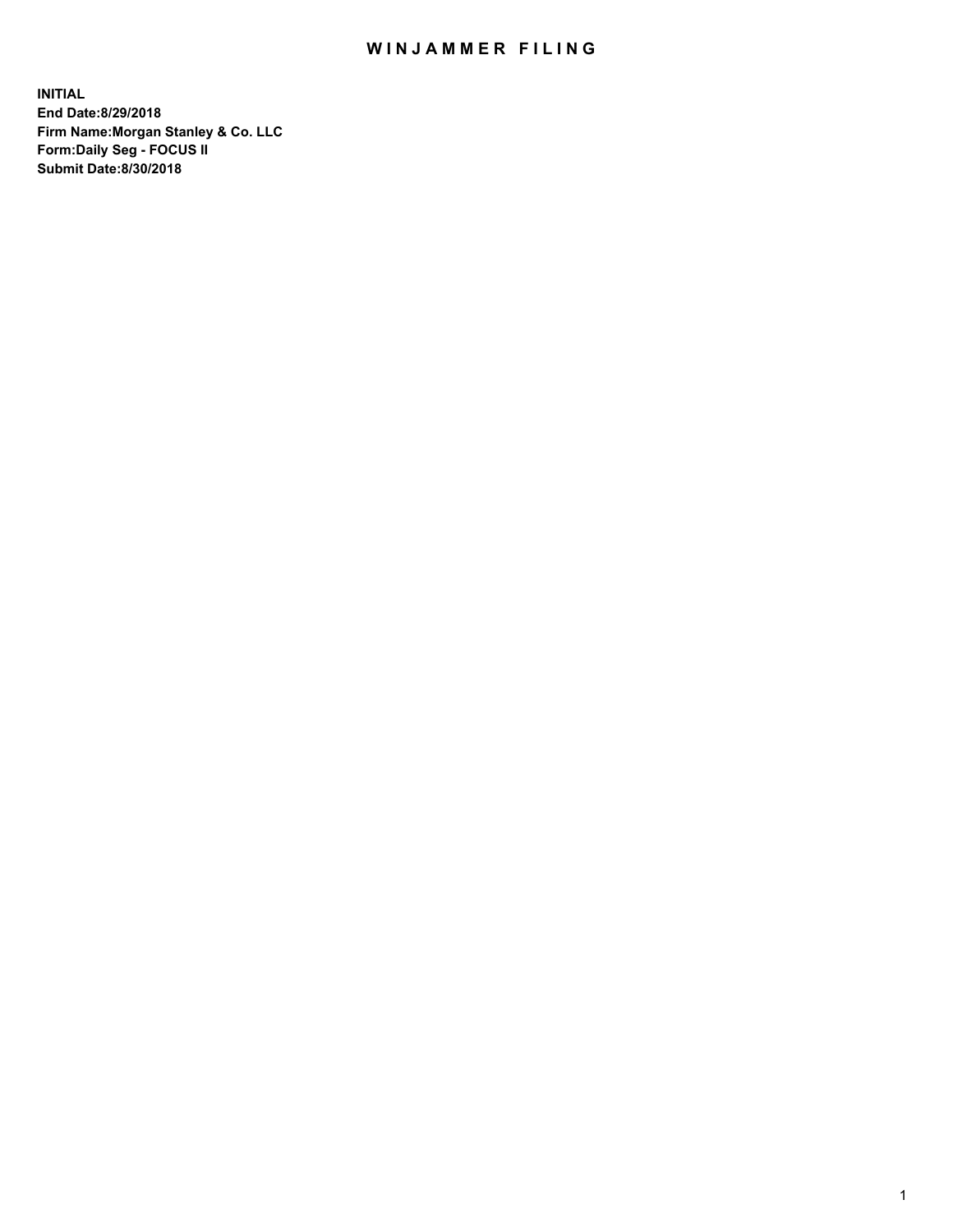# WINJAMMER FILING

**INITIAL**
**End Date:8/29/2018**
**Firm Name:Morgan Stanley & Co. LLC**
**Form:Daily Seg - FOCUS II**
**Submit Date:8/30/2018**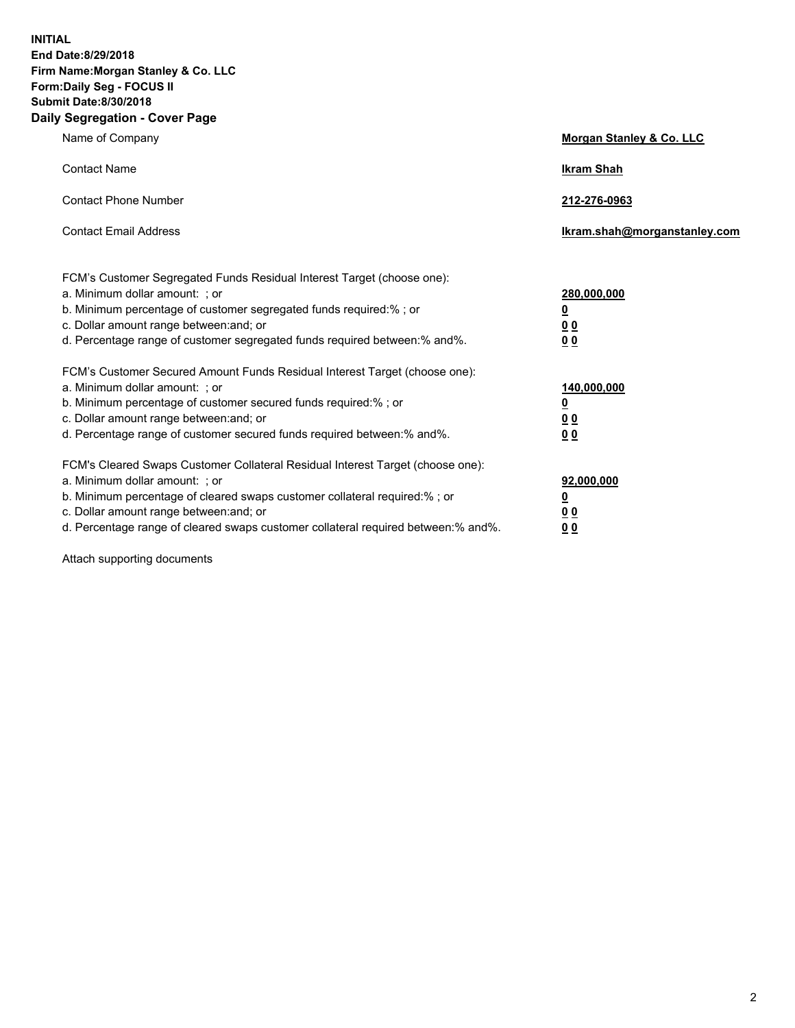**INITIAL**
**End Date:8/29/2018**
**Firm Name:Morgan Stanley & Co. LLC**
**Form:Daily Seg - FOCUS II**
**Submit Date:8/30/2018**
**Daily Segregation - Cover Page**

| | |
|---|---|
| Name of Company | **Morgan Stanley & Co. LLC** |
| Contact Name | **Ikram Shah** |
| Contact Phone Number | **212-276-0963** |
| Contact Email Address | **Ikram.shah@morganstanley.com** |

FCM's Customer Segregated Funds Residual Interest Target (choose one):

| | |
|---|---|
| a. Minimum dollar amount: ; or | **280,000,000** |
| b. Minimum percentage of customer segregated funds required:% ; or | **0** |
| c. Dollar amount range between:and; or | **0 0** |
| d. Percentage range of customer segregated funds required between:% and%. | **0 0** |

FCM's Customer Secured Amount Funds Residual Interest Target (choose one):

| | |
|---|---|
| a. Minimum dollar amount: ; or | **140,000,000** |
| b. Minimum percentage of customer secured funds required:% ; or | **0** |
| c. Dollar amount range between:and; or | **0 0** |
| d. Percentage range of customer secured funds required between:% and%. | **0 0** |

FCM's Cleared Swaps Customer Collateral Residual Interest Target (choose one):

| | |
|---|---|
| a. Minimum dollar amount: ; or | **92,000,000** |
| b. Minimum percentage of cleared swaps customer collateral required:% ; or | **0** |
| c. Dollar amount range between:and; or | **0 0** |
| d. Percentage range of cleared swaps customer collateral required between:% and%. | **0 0** |

Attach supporting documents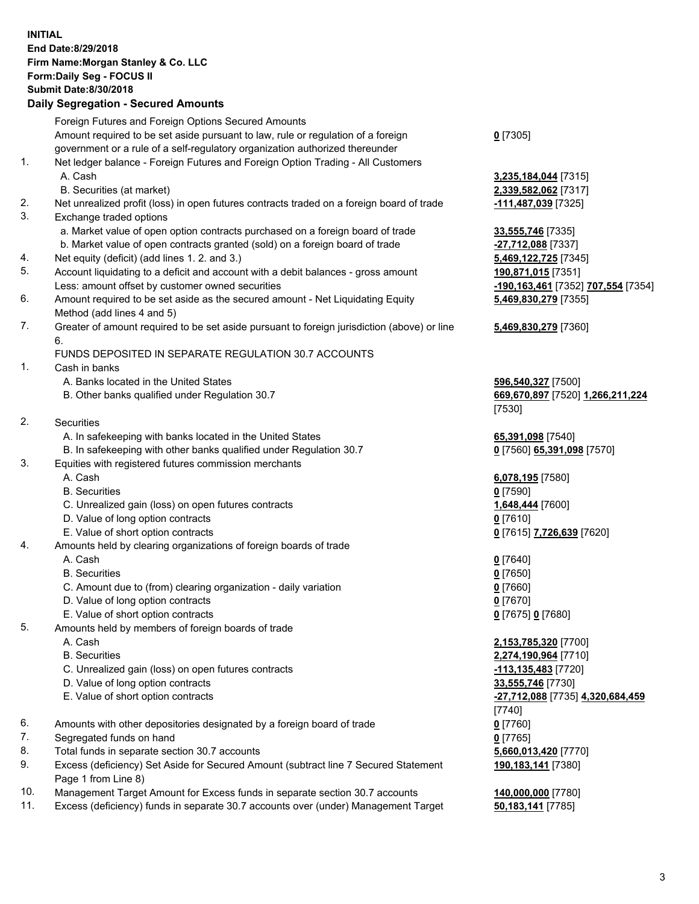**INITIAL**
**End Date:8/29/2018**
**Firm Name:Morgan Stanley & Co. LLC**
**Form:Daily Seg - FOCUS II**
**Submit Date:8/30/2018**

## Daily Segregation - Secured Amounts

| | | |
|---|---|---|
| | Foreign Futures and Foreign Options Secured Amounts | |
| | Amount required to be set aside pursuant to law, rule or regulation of a foreign government or a rule of a self-regulatory organization authorized thereunder | **0** [7305] |
| 1. | Net ledger balance - Foreign Futures and Foreign Option Trading - All Customers | |
| | A. Cash | **3,235,184,044** [7315] |
| | B. Securities (at market) | **2,339,582,062** [7317] |
| 2. | Net unrealized profit (loss) in open futures contracts traded on a foreign board of trade | **-111,487,039** [7325] |
| 3. | Exchange traded options | |
| | a. Market value of open option contracts purchased on a foreign board of trade | **33,555,746** [7335] |
| | b. Market value of open contracts granted (sold) on a foreign board of trade | **-27,712,088** [7337] |
| 4. | Net equity (deficit) (add lines 1. 2. and 3.) | **5,469,122,725** [7345] |
| 5. | Account liquidating to a deficit and account with a debit balances - gross amount | **190,871,015** [7351] |
| | Less: amount offset by customer owned securities | **-190,163,461** [7352] **707,554** [7354] |
| 6. | Amount required to be set aside as the secured amount - Net Liquidating Equity Method (add lines 4 and 5) | **5,469,830,279** [7355] |
| 7. | Greater of amount required to be set aside pursuant to foreign jurisdiction (above) or line 6. | **5,469,830,279** [7360] |
| | FUNDS DEPOSITED IN SEPARATE REGULATION 30.7 ACCOUNTS | |
| 1. | Cash in banks | |
| | A. Banks located in the United States | **596,540,327** [7500] |
| | B. Other banks qualified under Regulation 30.7 | **669,670,897** [7520] **1,266,211,224** [7530] |
| 2. | Securities | |
| | A. In safekeeping with banks located in the United States | **65,391,098** [7540] |
| | B. In safekeeping with other banks qualified under Regulation 30.7 | **0** [7560] **65,391,098** [7570] |
| 3. | Equities with registered futures commission merchants | |
| | A. Cash | **6,078,195** [7580] |
| | B. Securities | **0** [7590] |
| | C. Unrealized gain (loss) on open futures contracts | **1,648,444** [7600] |
| | D. Value of long option contracts | **0** [7610] |
| | E. Value of short option contracts | **0** [7615] **7,726,639** [7620] |
| 4. | Amounts held by clearing organizations of foreign boards of trade | |
| | A. Cash | **0** [7640] |
| | B. Securities | **0** [7650] |
| | C. Amount due to (from) clearing organization - daily variation | **0** [7660] |
| | D. Value of long option contracts | **0** [7670] |
| | E. Value of short option contracts | **0** [7675] **0** [7680] |
| 5. | Amounts held by members of foreign boards of trade | |
| | A. Cash | **2,153,785,320** [7700] |
| | B. Securities | **2,274,190,964** [7710] |
| | C. Unrealized gain (loss) on open futures contracts | **-113,135,483** [7720] |
| | D. Value of long option contracts | **33,555,746** [7730] |
| | E. Value of short option contracts | **-27,712,088** [7735] **4,320,684,459** [7740] |
| 6. | Amounts with other depositories designated by a foreign board of trade | **0** [7760] |
| 7. | Segregated funds on hand | **0** [7765] |
| 8. | Total funds in separate section 30.7 accounts | **5,660,013,420** [7770] |
| 9. | Excess (deficiency) Set Aside for Secured Amount (subtract line 7 Secured Statement Page 1 from Line 8) | **190,183,141** [7380] |
| 10. | Management Target Amount for Excess funds in separate section 30.7 accounts | **140,000,000** [7780] |
| 11. | Excess (deficiency) funds in separate 30.7 accounts over (under) Management Target | **50,183,141** [7785] |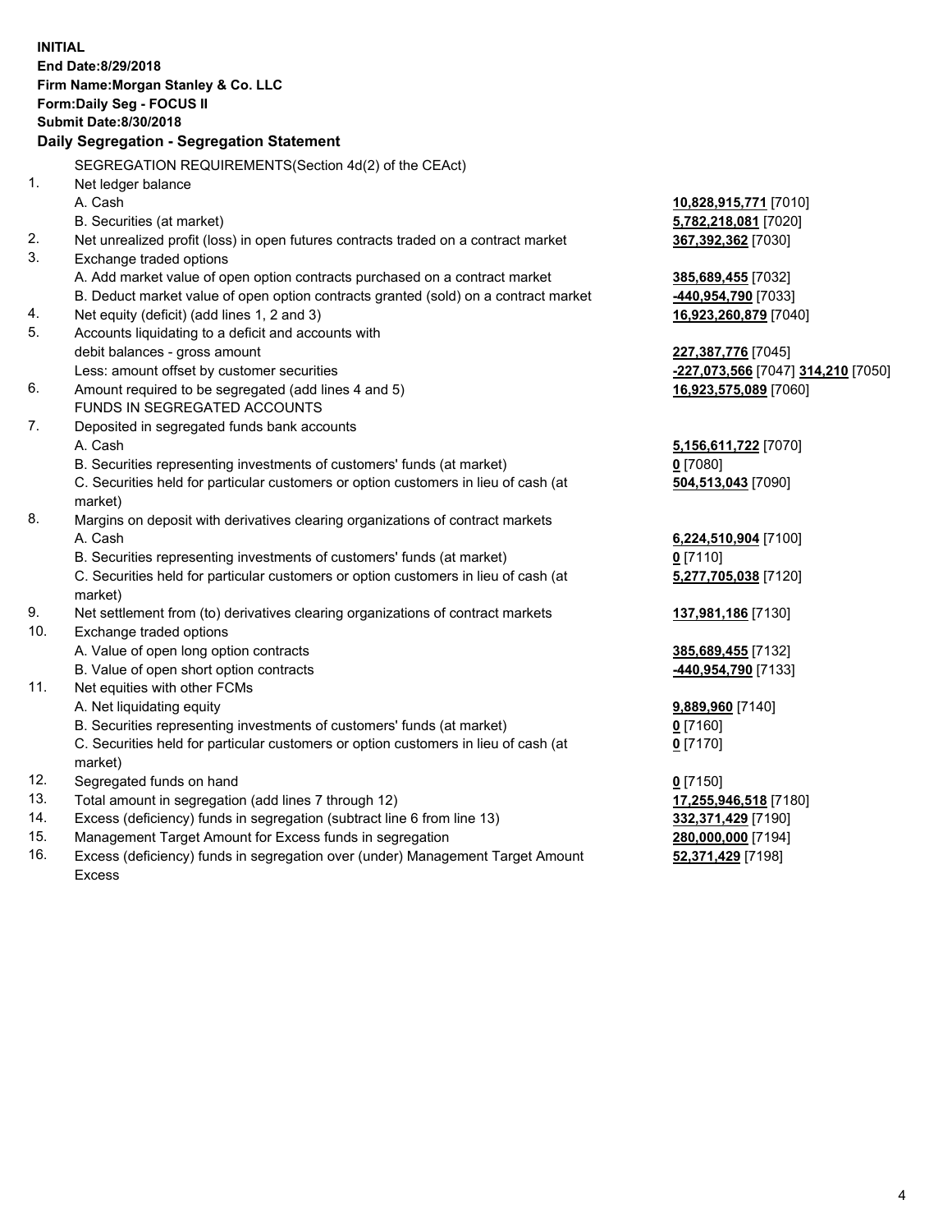**INITIAL**
**End Date:8/29/2018**
**Firm Name:Morgan Stanley & Co. LLC**
**Form:Daily Seg - FOCUS II**
**Submit Date:8/30/2018**
**Daily Segregation - Segregation Statement**

SEGREGATION REQUIREMENTS(Section 4d(2) of the CEAct)

| | | |
|---|---|---|
| 1. | Net ledger balance | |
| | A. Cash | **10,828,915,771** [7010] |
| | B. Securities (at market) | **5,782,218,081** [7020] |
| 2. | Net unrealized profit (loss) in open futures contracts traded on a contract market | **367,392,362** [7030] |
| 3. | Exchange traded options | |
| | A. Add market value of open option contracts purchased on a contract market | **385,689,455** [7032] |
| | B. Deduct market value of open option contracts granted (sold) on a contract market | **-440,954,790** [7033] |
| 4. | Net equity (deficit) (add lines 1, 2 and 3) | **16,923,260,879** [7040] |
| 5. | Accounts liquidating to a deficit and accounts with debit balances - gross amount | **227,387,776** [7045] |
| | Less: amount offset by customer securities | **-227,073,566** [7047] **314,210** [7050] |
| 6. | Amount required to be segregated (add lines 4 and 5) | **16,923,575,089** [7060] |
| | FUNDS IN SEGREGATED ACCOUNTS | |
| 7. | Deposited in segregated funds bank accounts | |
| | A. Cash | **5,156,611,722** [7070] |
| | B. Securities representing investments of customers' funds (at market) | **0** [7080] |
| | C. Securities held for particular customers or option customers in lieu of cash (at market) | **504,513,043** [7090] |
| 8. | Margins on deposit with derivatives clearing organizations of contract markets | |
| | A. Cash | **6,224,510,904** [7100] |
| | B. Securities representing investments of customers' funds (at market) | **0** [7110] |
| | C. Securities held for particular customers or option customers in lieu of cash (at market) | **5,277,705,038** [7120] |
| 9. | Net settlement from (to) derivatives clearing organizations of contract markets | **137,981,186** [7130] |
| 10. | Exchange traded options | |
| | A. Value of open long option contracts | **385,689,455** [7132] |
| | B. Value of open short option contracts | **-440,954,790** [7133] |
| 11. | Net equities with other FCMs | |
| | A. Net liquidating equity | **9,889,960** [7140] |
| | B. Securities representing investments of customers' funds (at market) | **0** [7160] |
| | C. Securities held for particular customers or option customers in lieu of cash (at market) | **0** [7170] |
| 12. | Segregated funds on hand | **0** [7150] |
| 13. | Total amount in segregation (add lines 7 through 12) | **17,255,946,518** [7180] |
| 14. | Excess (deficiency) funds in segregation (subtract line 6 from line 13) | **332,371,429** [7190] |
| 15. | Management Target Amount for Excess funds in segregation | **280,000,000** [7194] |
| 16. | Excess (deficiency) funds in segregation over (under) Management Target Amount Excess | **52,371,429** [7198] |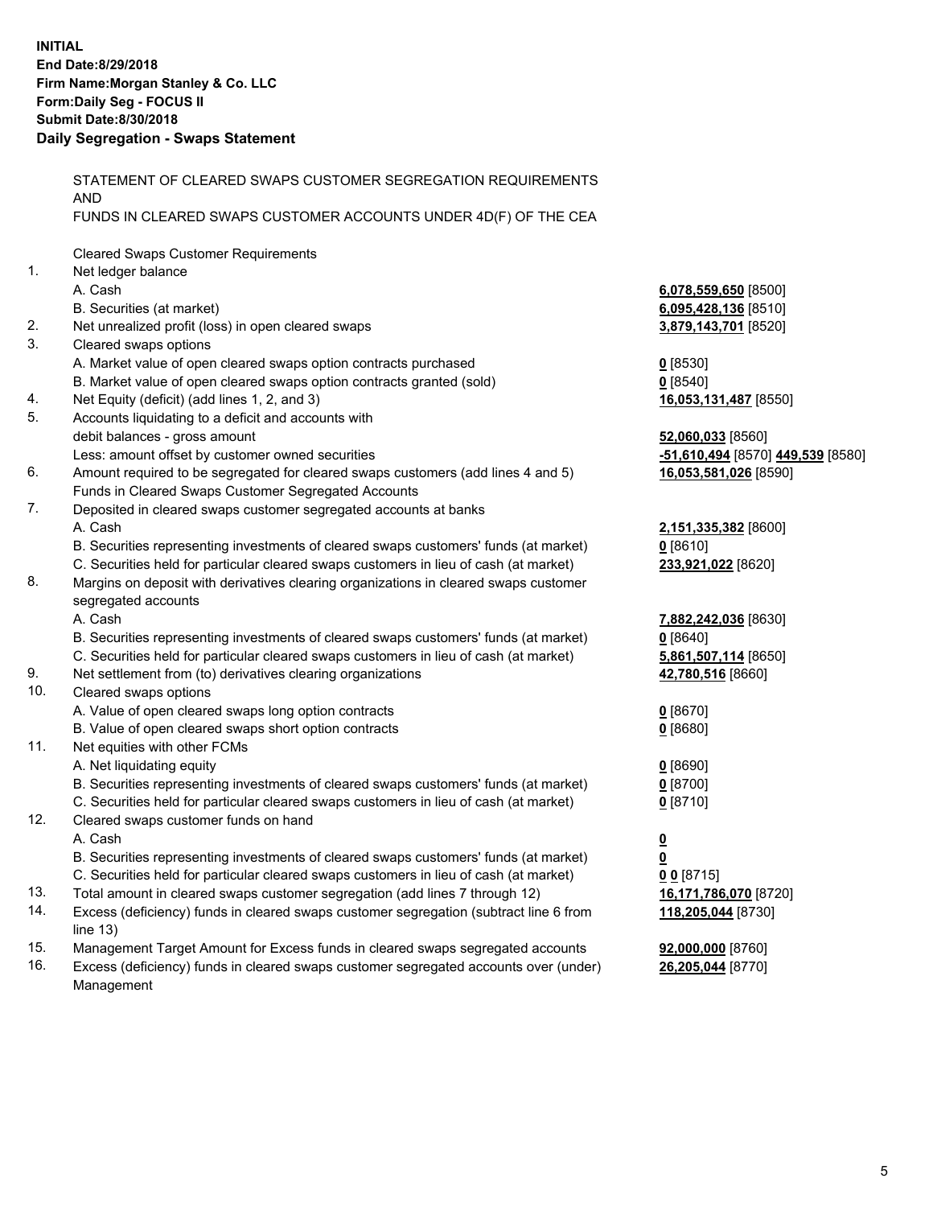**INITIAL**
**End Date:8/29/2018**
**Firm Name:Morgan Stanley & Co. LLC**
**Form:Daily Seg - FOCUS II**
**Submit Date:8/30/2018**
**Daily Segregation - Swaps Statement**

STATEMENT OF CLEARED SWAPS CUSTOMER SEGREGATION REQUIREMENTS AND FUNDS IN CLEARED SWAPS CUSTOMER ACCOUNTS UNDER 4D(F) OF THE CEA

| | | |
|---|---|---|
| | Cleared Swaps Customer Requirements | |
| 1. | Net ledger balance | |
| | A. Cash | **6,078,559,650** [8500] |
| | B. Securities (at market) | **6,095,428,136** [8510] |
| 2. | Net unrealized profit (loss) in open cleared swaps | **3,879,143,701** [8520] |
| 3. | Cleared swaps options | |
| | A. Market value of open cleared swaps option contracts purchased | **0** [8530] |
| | B. Market value of open cleared swaps option contracts granted (sold) | **0** [8540] |
| 4. | Net Equity (deficit) (add lines 1, 2, and 3) | **16,053,131,487** [8550] |
| 5. | Accounts liquidating to a deficit and accounts with debit balances - gross amount | **52,060,033** [8560] |
| | Less: amount offset by customer owned securities | **-51,610,494** [8570] **449,539** [8580] |
| 6. | Amount required to be segregated for cleared swaps customers (add lines 4 and 5) | **16,053,581,026** [8590] |
| | Funds in Cleared Swaps Customer Segregated Accounts | |
| 7. | Deposited in cleared swaps customer segregated accounts at banks | |
| | A. Cash | **2,151,335,382** [8600] |
| | B. Securities representing investments of cleared swaps customers' funds (at market) | **0** [8610] |
| | C. Securities held for particular cleared swaps customers in lieu of cash (at market) | **233,921,022** [8620] |
| 8. | Margins on deposit with derivatives clearing organizations in cleared swaps customer segregated accounts | |
| | A. Cash | **7,882,242,036** [8630] |
| | B. Securities representing investments of cleared swaps customers' funds (at market) | **0** [8640] |
| | C. Securities held for particular cleared swaps customers in lieu of cash (at market) | **5,861,507,114** [8650] |
| 9. | Net settlement from (to) derivatives clearing organizations | **42,780,516** [8660] |
| 10. | Cleared swaps options | |
| | A. Value of open cleared swaps long option contracts | **0** [8670] |
| | B. Value of open cleared swaps short option contracts | **0** [8680] |
| 11. | Net equities with other FCMs | |
| | A. Net liquidating equity | **0** [8690] |
| | B. Securities representing investments of cleared swaps customers' funds (at market) | **0** [8700] |
| | C. Securities held for particular cleared swaps customers in lieu of cash (at market) | **0** [8710] |
| 12. | Cleared swaps customer funds on hand | |
| | A. Cash | **0** |
| | B. Securities representing investments of cleared swaps customers' funds (at market) | **0** |
| | C. Securities held for particular cleared swaps customers in lieu of cash (at market) | **0** **0** [8715] |
| 13. | Total amount in cleared swaps customer segregation (add lines 7 through 12) | **16,171,786,070** [8720] |
| 14. | Excess (deficiency) funds in cleared swaps customer segregation (subtract line 6 from line 13) | **118,205,044** [8730] |
| 15. | Management Target Amount for Excess funds in cleared swaps segregated accounts | **92,000,000** [8760] |
| 16. | Excess (deficiency) funds in cleared swaps customer segregated accounts over (under) Management | **26,205,044** [8770] |